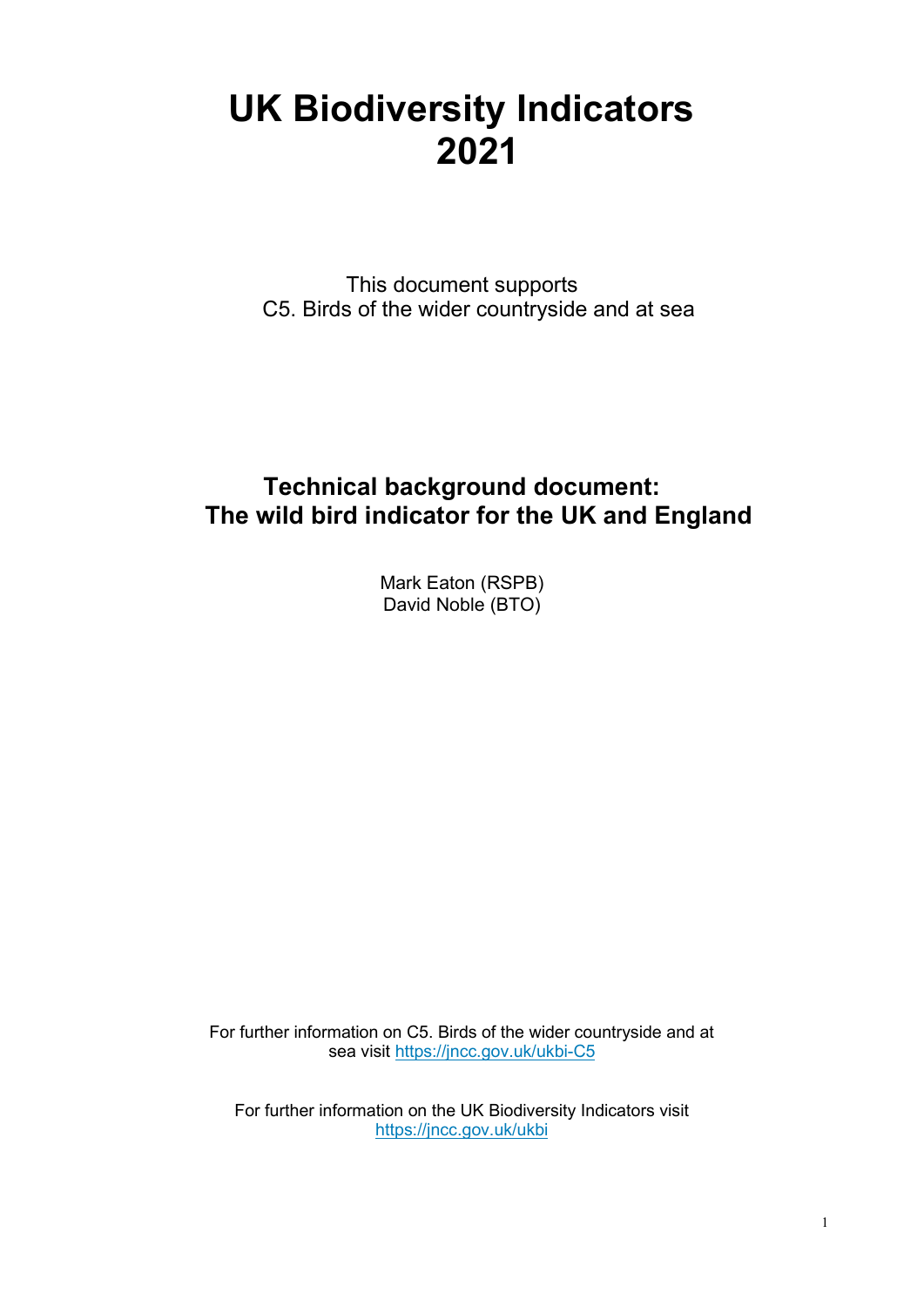# UK Biodiversity Indicators 2021

This document supports
C5. Birds of the wider countryside and at sea

## Technical background document: The wild bird indicator for the UK and England

Mark Eaton (RSPB)
David Noble (BTO)

For further information on C5. Birds of the wider countryside and at sea visit https://jncc.gov.uk/ukbi-C5

For further information on the UK Biodiversity Indicators visit https://jncc.gov.uk/ukbi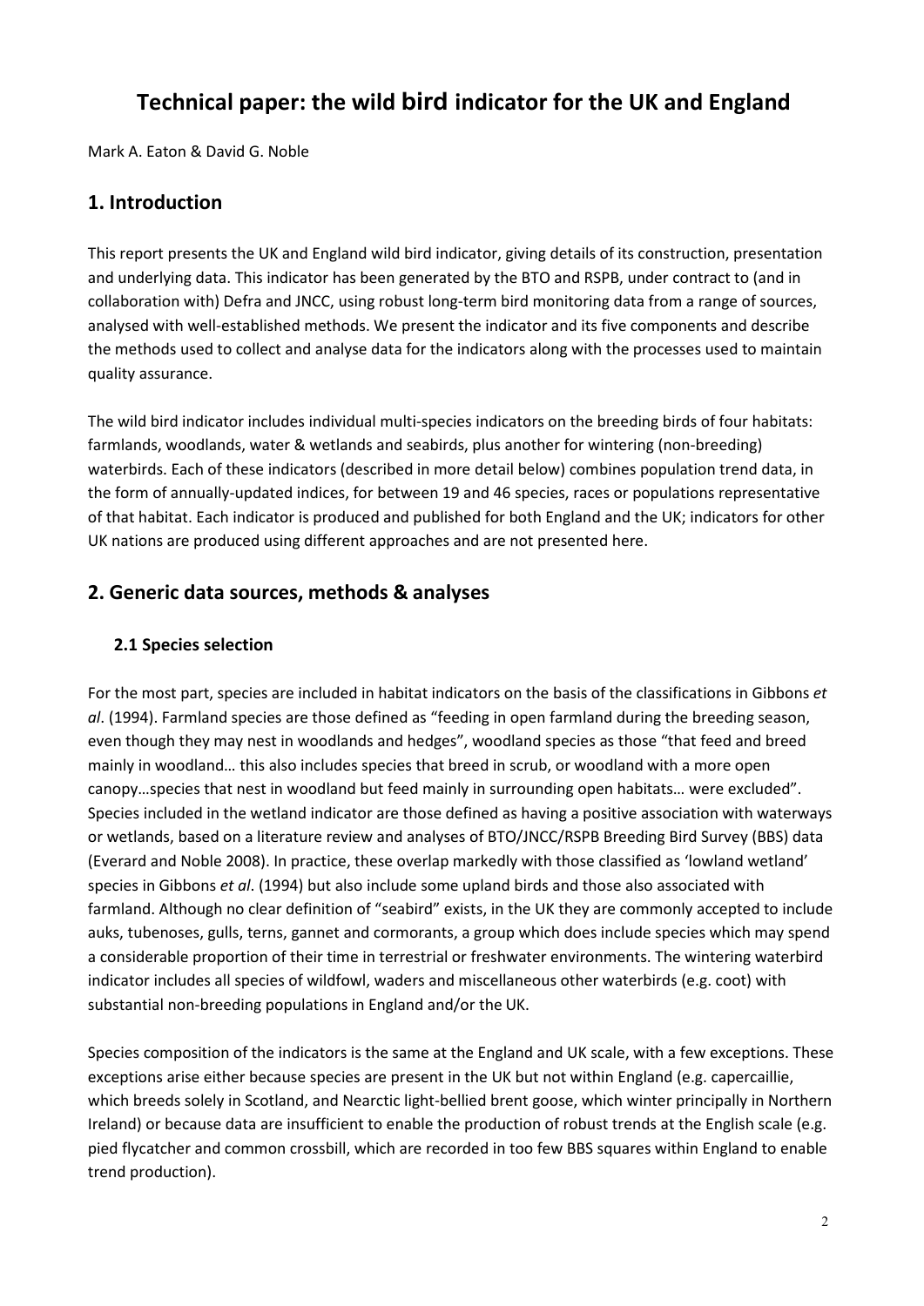# Technical paper: the wild bird indicator for the UK and England

Mark A. Eaton & David G. Noble

## 1. Introduction

This report presents the UK and England wild bird indicator, giving details of its construction, presentation and underlying data. This indicator has been generated by the BTO and RSPB, under contract to (and in collaboration with) Defra and JNCC, using robust long-term bird monitoring data from a range of sources, analysed with well-established methods. We present the indicator and its five components and describe the methods used to collect and analyse data for the indicators along with the processes used to maintain quality assurance.

The wild bird indicator includes individual multi-species indicators on the breeding birds of four habitats: farmlands, woodlands, water & wetlands and seabirds, plus another for wintering (non-breeding) waterbirds. Each of these indicators (described in more detail below) combines population trend data, in the form of annually-updated indices, for between 19 and 46 species, races or populations representative of that habitat. Each indicator is produced and published for both England and the UK; indicators for other UK nations are produced using different approaches and are not presented here.

## 2. Generic data sources, methods & analyses

### 2.1 Species selection

For the most part, species are included in habitat indicators on the basis of the classifications in Gibbons *et al*. (1994). Farmland species are those defined as "feeding in open farmland during the breeding season, even though they may nest in woodlands and hedges", woodland species as those "that feed and breed mainly in woodland… this also includes species that breed in scrub, or woodland with a more open canopy…species that nest in woodland but feed mainly in surrounding open habitats… were excluded". Species included in the wetland indicator are those defined as having a positive association with waterways or wetlands, based on a literature review and analyses of BTO/JNCC/RSPB Breeding Bird Survey (BBS) data (Everard and Noble 2008). In practice, these overlap markedly with those classified as 'lowland wetland' species in Gibbons *et al*. (1994) but also include some upland birds and those also associated with farmland. Although no clear definition of "seabird" exists, in the UK they are commonly accepted to include auks, tubenoses, gulls, terns, gannet and cormorants, a group which does include species which may spend a considerable proportion of their time in terrestrial or freshwater environments. The wintering waterbird indicator includes all species of wildfowl, waders and miscellaneous other waterbirds (e.g. coot) with substantial non-breeding populations in England and/or the UK.

Species composition of the indicators is the same at the England and UK scale, with a few exceptions. These exceptions arise either because species are present in the UK but not within England (e.g. capercaillie, which breeds solely in Scotland, and Nearctic light-bellied brent goose, which winter principally in Northern Ireland) or because data are insufficient to enable the production of robust trends at the English scale (e.g. pied flycatcher and common crossbill, which are recorded in too few BBS squares within England to enable trend production).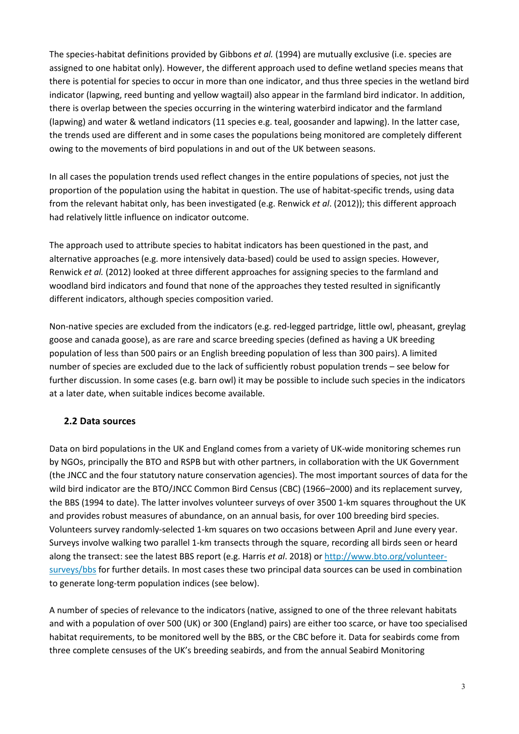The species-habitat definitions provided by Gibbons *et al.* (1994) are mutually exclusive (i.e. species are assigned to one habitat only). However, the different approach used to define wetland species means that there is potential for species to occur in more than one indicator, and thus three species in the wetland bird indicator (lapwing, reed bunting and yellow wagtail) also appear in the farmland bird indicator. In addition, there is overlap between the species occurring in the wintering waterbird indicator and the farmland (lapwing) and water & wetland indicators (11 species e.g. teal, goosander and lapwing). In the latter case, the trends used are different and in some cases the populations being monitored are completely different owing to the movements of bird populations in and out of the UK between seasons.

In all cases the population trends used reflect changes in the entire populations of species, not just the proportion of the population using the habitat in question. The use of habitat-specific trends, using data from the relevant habitat only, has been investigated (e.g. Renwick *et al*. (2012)); this different approach had relatively little influence on indicator outcome.

The approach used to attribute species to habitat indicators has been questioned in the past, and alternative approaches (e.g. more intensively data-based) could be used to assign species. However, Renwick *et al.* (2012) looked at three different approaches for assigning species to the farmland and woodland bird indicators and found that none of the approaches they tested resulted in significantly different indicators, although species composition varied.

Non-native species are excluded from the indicators (e.g. red-legged partridge, little owl, pheasant, greylag goose and canada goose), as are rare and scarce breeding species (defined as having a UK breeding population of less than 500 pairs or an English breeding population of less than 300 pairs). A limited number of species are excluded due to the lack of sufficiently robust population trends – see below for further discussion. In some cases (e.g. barn owl) it may be possible to include such species in the indicators at a later date, when suitable indices become available.

## 2.2 Data sources

Data on bird populations in the UK and England comes from a variety of UK-wide monitoring schemes run by NGOs, principally the BTO and RSPB but with other partners, in collaboration with the UK Government (the JNCC and the four statutory nature conservation agencies). The most important sources of data for the wild bird indicator are the BTO/JNCC Common Bird Census (CBC) (1966–2000) and its replacement survey, the BBS (1994 to date). The latter involves volunteer surveys of over 3500 1-km squares throughout the UK and provides robust measures of abundance, on an annual basis, for over 100 breeding bird species. Volunteers survey randomly-selected 1-km squares on two occasions between April and June every year. Surveys involve walking two parallel 1-km transects through the square, recording all birds seen or heard along the transect: see the latest BBS report (e.g. Harris *et al*. 2018) or [http://www.bto.org/volunteer-surveys/bbs](http://www.bto.org/volunteer-surveys/bbs) for further details. In most cases these two principal data sources can be used in combination to generate long-term population indices (see below).

A number of species of relevance to the indicators (native, assigned to one of the three relevant habitats and with a population of over 500 (UK) or 300 (England) pairs) are either too scarce, or have too specialised habitat requirements, to be monitored well by the BBS, or the CBC before it. Data for seabirds come from three complete censuses of the UK's breeding seabirds, and from the annual Seabird Monitoring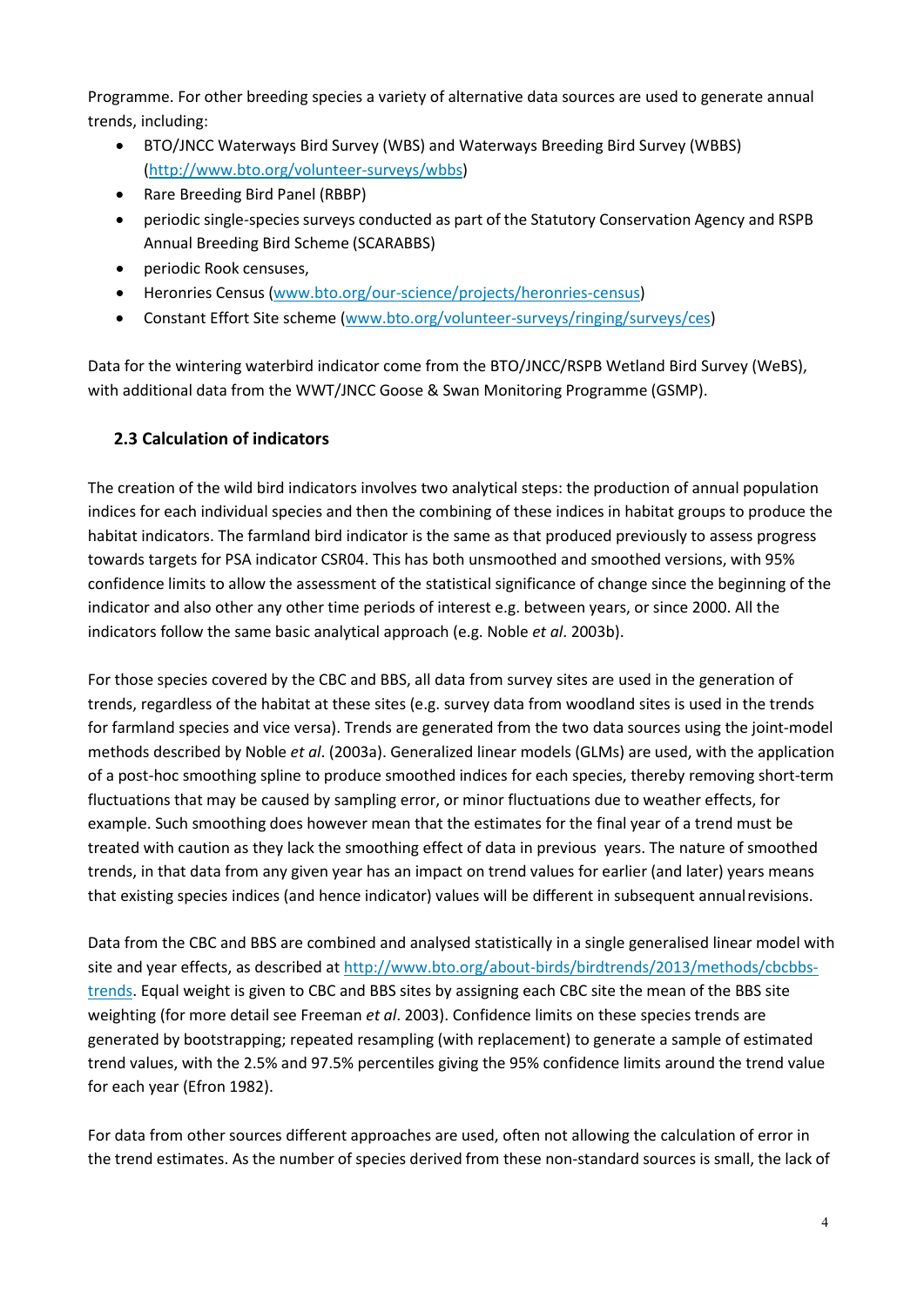Programme. For other breeding species a variety of alternative data sources are used to generate annual trends, including:

- BTO/JNCC Waterways Bird Survey (WBS) and Waterways Breeding Bird Survey (WBBS) (http://www.bto.org/volunteer-surveys/wbbs)
- Rare Breeding Bird Panel (RBBP)
- periodic single-species surveys conducted as part of the Statutory Conservation Agency and RSPB Annual Breeding Bird Scheme (SCARABBS)
- periodic Rook censuses,
- Heronries Census (www.bto.org/our-science/projects/heronries-census)
- Constant Effort Site scheme (www.bto.org/volunteer-surveys/ringing/surveys/ces)

Data for the wintering waterbird indicator come from the BTO/JNCC/RSPB Wetland Bird Survey (WeBS), with additional data from the WWT/JNCC Goose & Swan Monitoring Programme (GSMP).

### 2.3 Calculation of indicators

The creation of the wild bird indicators involves two analytical steps: the production of annual population indices for each individual species and then the combining of these indices in habitat groups to produce the habitat indicators. The farmland bird indicator is the same as that produced previously to assess progress towards targets for PSA indicator CSR04. This has both unsmoothed and smoothed versions, with 95% confidence limits to allow the assessment of the statistical significance of change since the beginning of the indicator and also other any other time periods of interest e.g. between years, or since 2000. All the indicators follow the same basic analytical approach (e.g. Noble *et al*. 2003b).

For those species covered by the CBC and BBS, all data from survey sites are used in the generation of trends, regardless of the habitat at these sites (e.g. survey data from woodland sites is used in the trends for farmland species and vice versa). Trends are generated from the two data sources using the joint-model methods described by Noble *et al*. (2003a). Generalized linear models (GLMs) are used, with the application of a post-hoc smoothing spline to produce smoothed indices for each species, thereby removing short-term fluctuations that may be caused by sampling error, or minor fluctuations due to weather effects, for example. Such smoothing does however mean that the estimates for the final year of a trend must be treated with caution as they lack the smoothing effect of data in previous years. The nature of smoothed trends, in that data from any given year has an impact on trend values for earlier (and later) years means that existing species indices (and hence indicator) values will be different in subsequent annual revisions.

Data from the CBC and BBS are combined and analysed statistically in a single generalised linear model with site and year effects, as described at http://www.bto.org/about-birds/birdtrends/2013/methods/cbcbbs-trends. Equal weight is given to CBC and BBS sites by assigning each CBC site the mean of the BBS site weighting (for more detail see Freeman *et al*. 2003). Confidence limits on these species trends are generated by bootstrapping; repeated resampling (with replacement) to generate a sample of estimated trend values, with the 2.5% and 97.5% percentiles giving the 95% confidence limits around the trend value for each year (Efron 1982).

For data from other sources different approaches are used, often not allowing the calculation of error in the trend estimates. As the number of species derived from these non-standard sources is small, the lack of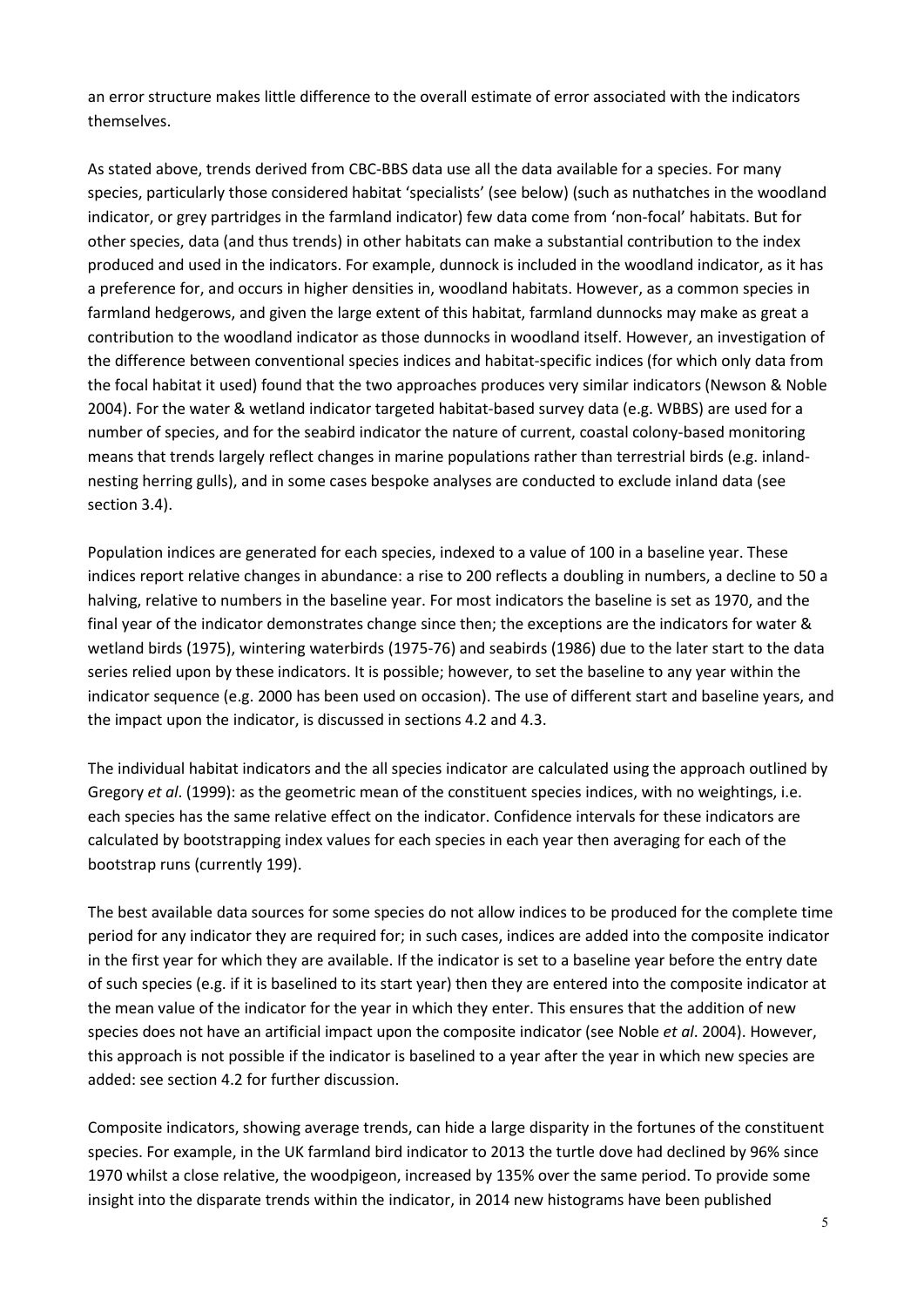an error structure makes little difference to the overall estimate of error associated with the indicators themselves.

As stated above, trends derived from CBC-BBS data use all the data available for a species. For many species, particularly those considered habitat 'specialists' (see below) (such as nuthatches in the woodland indicator, or grey partridges in the farmland indicator) few data come from 'non-focal' habitats. But for other species, data (and thus trends) in other habitats can make a substantial contribution to the index produced and used in the indicators. For example, dunnock is included in the woodland indicator, as it has a preference for, and occurs in higher densities in, woodland habitats. However, as a common species in farmland hedgerows, and given the large extent of this habitat, farmland dunnocks may make as great a contribution to the woodland indicator as those dunnocks in woodland itself. However, an investigation of the difference between conventional species indices and habitat-specific indices (for which only data from the focal habitat it used) found that the two approaches produces very similar indicators (Newson & Noble 2004). For the water & wetland indicator targeted habitat-based survey data (e.g. WBBS) are used for a number of species, and for the seabird indicator the nature of current, coastal colony-based monitoring means that trends largely reflect changes in marine populations rather than terrestrial birds (e.g. inland-nesting herring gulls), and in some cases bespoke analyses are conducted to exclude inland data (see section 3.4).

Population indices are generated for each species, indexed to a value of 100 in a baseline year. These indices report relative changes in abundance: a rise to 200 reflects a doubling in numbers, a decline to 50 a halving, relative to numbers in the baseline year. For most indicators the baseline is set as 1970, and the final year of the indicator demonstrates change since then; the exceptions are the indicators for water & wetland birds (1975), wintering waterbirds (1975-76) and seabirds (1986) due to the later start to the data series relied upon by these indicators. It is possible; however, to set the baseline to any year within the indicator sequence (e.g. 2000 has been used on occasion). The use of different start and baseline years, and the impact upon the indicator, is discussed in sections 4.2 and 4.3.

The individual habitat indicators and the all species indicator are calculated using the approach outlined by Gregory *et al*. (1999): as the geometric mean of the constituent species indices, with no weightings, i.e. each species has the same relative effect on the indicator. Confidence intervals for these indicators are calculated by bootstrapping index values for each species in each year then averaging for each of the bootstrap runs (currently 199).

The best available data sources for some species do not allow indices to be produced for the complete time period for any indicator they are required for; in such cases, indices are added into the composite indicator in the first year for which they are available. If the indicator is set to a baseline year before the entry date of such species (e.g. if it is baselined to its start year) then they are entered into the composite indicator at the mean value of the indicator for the year in which they enter. This ensures that the addition of new species does not have an artificial impact upon the composite indicator (see Noble *et al*. 2004). However, this approach is not possible if the indicator is baselined to a year after the year in which new species are added: see section 4.2 for further discussion.

Composite indicators, showing average trends, can hide a large disparity in the fortunes of the constituent species. For example, in the UK farmland bird indicator to 2013 the turtle dove had declined by 96% since 1970 whilst a close relative, the woodpigeon, increased by 135% over the same period. To provide some insight into the disparate trends within the indicator, in 2014 new histograms have been published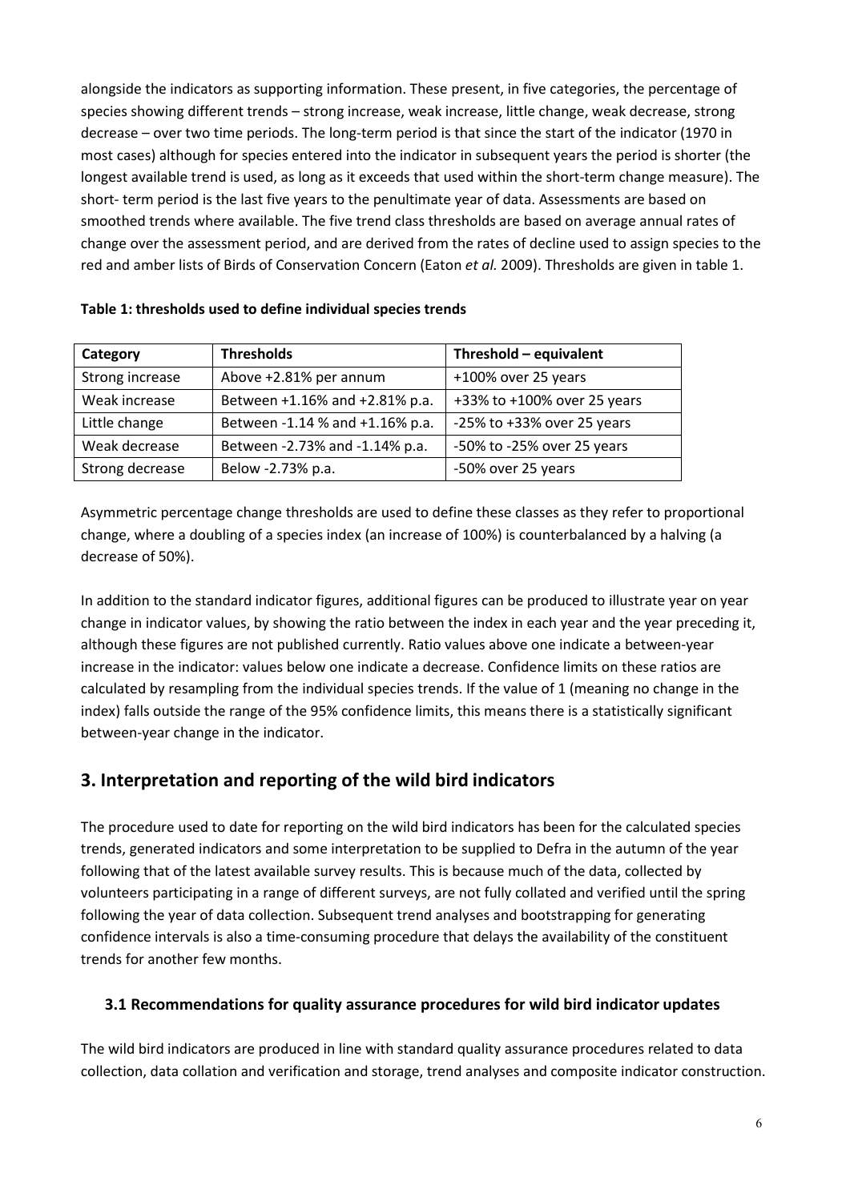alongside the indicators as supporting information. These present, in five categories, the percentage of species showing different trends – strong increase, weak increase, little change, weak decrease, strong decrease – over two time periods. The long-term period is that since the start of the indicator (1970 in most cases) although for species entered into the indicator in subsequent years the period is shorter (the longest available trend is used, as long as it exceeds that used within the short-term change measure). The short- term period is the last five years to the penultimate year of data. Assessments are based on smoothed trends where available. The five trend class thresholds are based on average annual rates of change over the assessment period, and are derived from the rates of decline used to assign species to the red and amber lists of Birds of Conservation Concern (Eaton *et al.* 2009). Thresholds are given in table 1.

**Table 1: thresholds used to define individual species trends**

| Category | Thresholds | Threshold – equivalent |
|---|---|---|
| Strong increase | Above +2.81% per annum | +100% over 25 years |
| Weak increase | Between +1.16% and +2.81% p.a. | +33% to +100% over 25 years |
| Little change | Between -1.14 % and +1.16% p.a. | -25% to +33% over 25 years |
| Weak decrease | Between -2.73% and -1.14% p.a. | -50% to -25% over 25 years |
| Strong decrease | Below -2.73% p.a. | -50% over 25 years |

Asymmetric percentage change thresholds are used to define these classes as they refer to proportional change, where a doubling of a species index (an increase of 100%) is counterbalanced by a halving (a decrease of 50%).

In addition to the standard indicator figures, additional figures can be produced to illustrate year on year change in indicator values, by showing the ratio between the index in each year and the year preceding it, although these figures are not published currently. Ratio values above one indicate a between-year increase in the indicator: values below one indicate a decrease. Confidence limits on these ratios are calculated by resampling from the individual species trends. If the value of 1 (meaning no change in the index) falls outside the range of the 95% confidence limits, this means there is a statistically significant between-year change in the indicator.

## 3. Interpretation and reporting of the wild bird indicators

The procedure used to date for reporting on the wild bird indicators has been for the calculated species trends, generated indicators and some interpretation to be supplied to Defra in the autumn of the year following that of the latest available survey results. This is because much of the data, collected by volunteers participating in a range of different surveys, are not fully collated and verified until the spring following the year of data collection. Subsequent trend analyses and bootstrapping for generating confidence intervals is also a time-consuming procedure that delays the availability of the constituent trends for another few months.

### 3.1 Recommendations for quality assurance procedures for wild bird indicator updates

The wild bird indicators are produced in line with standard quality assurance procedures related to data collection, data collation and verification and storage, trend analyses and composite indicator construction.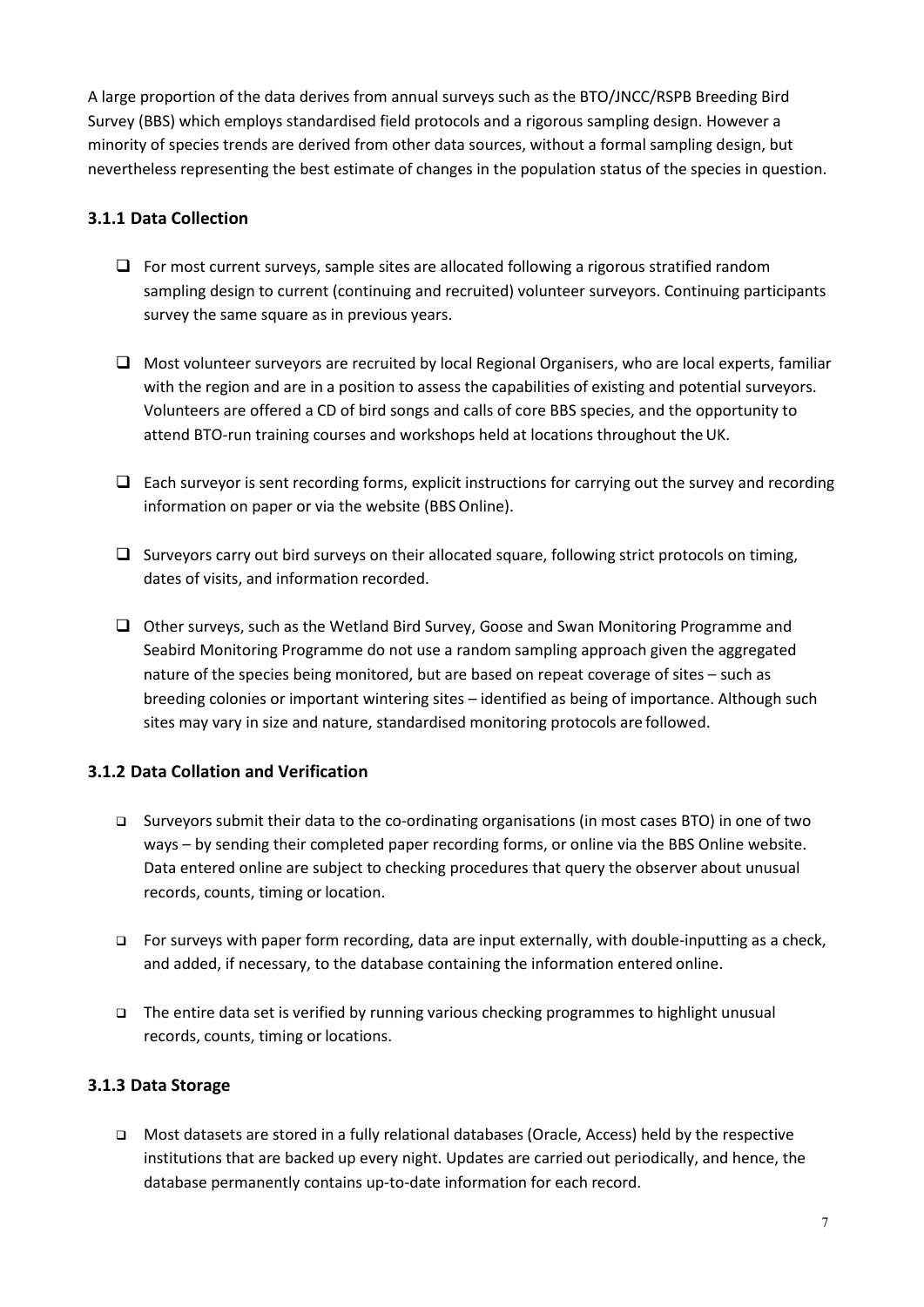A large proportion of the data derives from annual surveys such as the BTO/JNCC/RSPB Breeding Bird Survey (BBS) which employs standardised field protocols and a rigorous sampling design. However a minority of species trends are derived from other data sources, without a formal sampling design, but nevertheless representing the best estimate of changes in the population status of the species in question.

### 3.1.1 Data Collection

- For most current surveys, sample sites are allocated following a rigorous stratified random sampling design to current (continuing and recruited) volunteer surveyors. Continuing participants survey the same square as in previous years.

- Most volunteer surveyors are recruited by local Regional Organisers, who are local experts, familiar with the region and are in a position to assess the capabilities of existing and potential surveyors. Volunteers are offered a CD of bird songs and calls of core BBS species, and the opportunity to attend BTO-run training courses and workshops held at locations throughout the UK.

- Each surveyor is sent recording forms, explicit instructions for carrying out the survey and recording information on paper or via the website (BBS Online).

- Surveyors carry out bird surveys on their allocated square, following strict protocols on timing, dates of visits, and information recorded.

- Other surveys, such as the Wetland Bird Survey, Goose and Swan Monitoring Programme and Seabird Monitoring Programme do not use a random sampling approach given the aggregated nature of the species being monitored, but are based on repeat coverage of sites – such as breeding colonies or important wintering sites – identified as being of importance. Although such sites may vary in size and nature, standardised monitoring protocols are followed.

### 3.1.2 Data Collation and Verification

- Surveyors submit their data to the co-ordinating organisations (in most cases BTO) in one of two ways – by sending their completed paper recording forms, or online via the BBS Online website. Data entered online are subject to checking procedures that query the observer about unusual records, counts, timing or location.

- For surveys with paper form recording, data are input externally, with double-inputting as a check, and added, if necessary, to the database containing the information entered online.

- The entire data set is verified by running various checking programmes to highlight unusual records, counts, timing or locations.

### 3.1.3 Data Storage

- Most datasets are stored in a fully relational databases (Oracle, Access) held by the respective institutions that are backed up every night. Updates are carried out periodically, and hence, the database permanently contains up-to-date information for each record.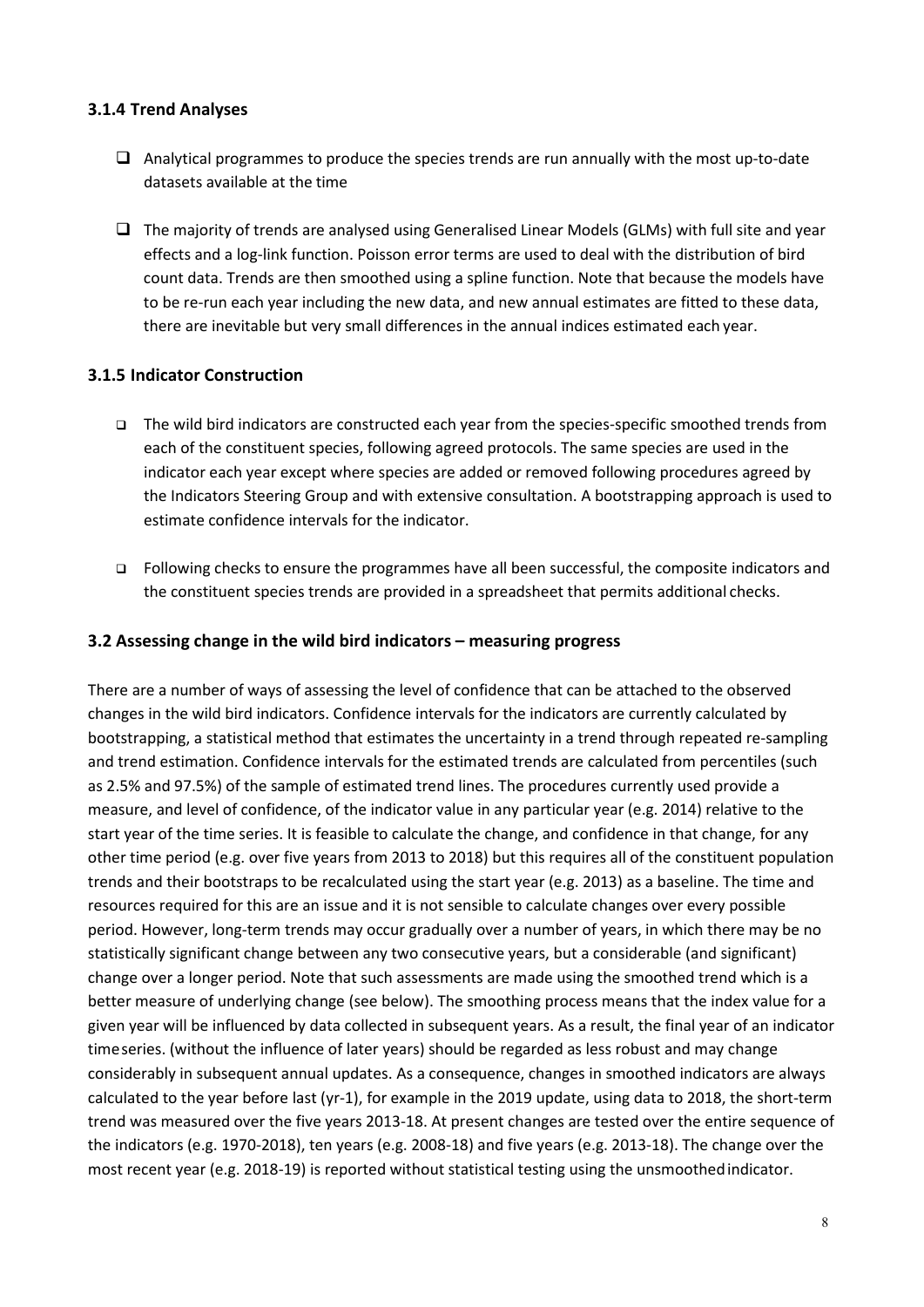### 3.1.4 Trend Analyses

- Analytical programmes to produce the species trends are run annually with the most up-to-date datasets available at the time
- The majority of trends are analysed using Generalised Linear Models (GLMs) with full site and year effects and a log-link function. Poisson error terms are used to deal with the distribution of bird count data. Trends are then smoothed using a spline function. Note that because the models have to be re-run each year including the new data, and new annual estimates are fitted to these data, there are inevitable but very small differences in the annual indices estimated each year.

### 3.1.5 Indicator Construction

- The wild bird indicators are constructed each year from the species-specific smoothed trends from each of the constituent species, following agreed protocols. The same species are used in the indicator each year except where species are added or removed following procedures agreed by the Indicators Steering Group and with extensive consultation. A bootstrapping approach is used to estimate confidence intervals for the indicator.
- Following checks to ensure the programmes have all been successful, the composite indicators and the constituent species trends are provided in a spreadsheet that permits additional checks.

## 3.2 Assessing change in the wild bird indicators – measuring progress

There are a number of ways of assessing the level of confidence that can be attached to the observed changes in the wild bird indicators. Confidence intervals for the indicators are currently calculated by bootstrapping, a statistical method that estimates the uncertainty in a trend through repeated re-sampling and trend estimation. Confidence intervals for the estimated trends are calculated from percentiles (such as 2.5% and 97.5%) of the sample of estimated trend lines. The procedures currently used provide a measure, and level of confidence, of the indicator value in any particular year (e.g. 2014) relative to the start year of the time series. It is feasible to calculate the change, and confidence in that change, for any other time period (e.g. over five years from 2013 to 2018) but this requires all of the constituent population trends and their bootstraps to be recalculated using the start year (e.g. 2013) as a baseline. The time and resources required for this are an issue and it is not sensible to calculate changes over every possible period. However, long-term trends may occur gradually over a number of years, in which there may be no statistically significant change between any two consecutive years, but a considerable (and significant) change over a longer period. Note that such assessments are made using the smoothed trend which is a better measure of underlying change (see below). The smoothing process means that the index value for a given year will be influenced by data collected in subsequent years. As a result, the final year of an indicator time series. (without the influence of later years) should be regarded as less robust and may change considerably in subsequent annual updates. As a consequence, changes in smoothed indicators are always calculated to the year before last (yr-1), for example in the 2019 update, using data to 2018, the short-term trend was measured over the five years 2013-18. At present changes are tested over the entire sequence of the indicators (e.g. 1970-2018), ten years (e.g. 2008-18) and five years (e.g. 2013-18). The change over the most recent year (e.g. 2018-19) is reported without statistical testing using the unsmoothed indicator.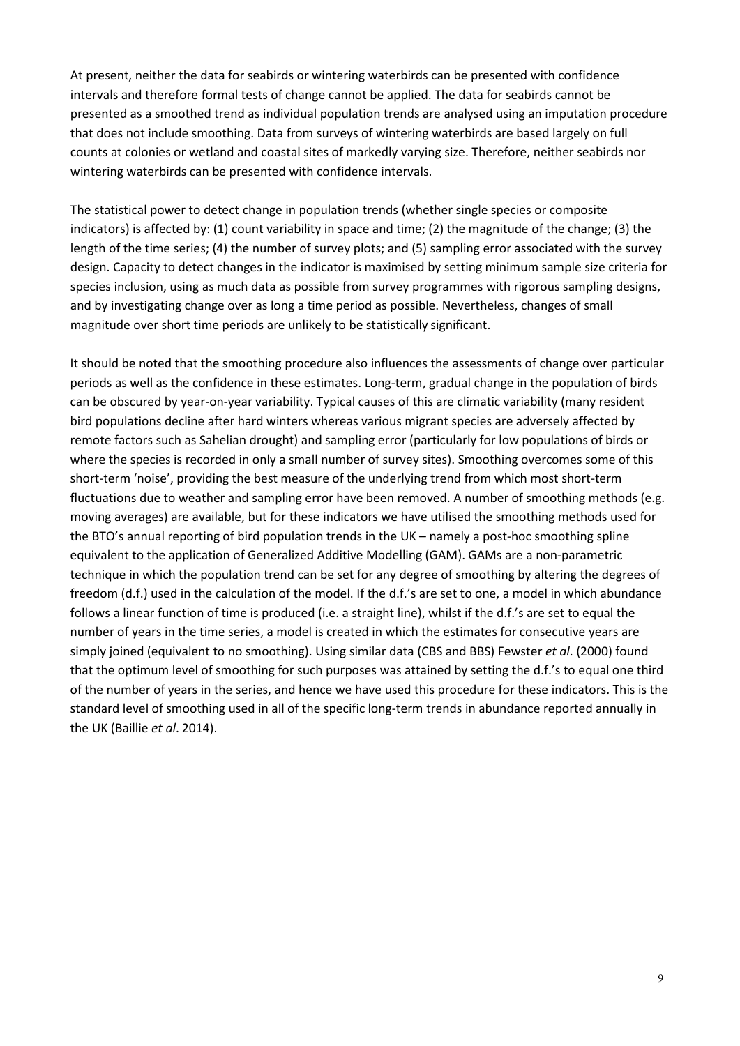At present, neither the data for seabirds or wintering waterbirds can be presented with confidence intervals and therefore formal tests of change cannot be applied. The data for seabirds cannot be presented as a smoothed trend as individual population trends are analysed using an imputation procedure that does not include smoothing. Data from surveys of wintering waterbirds are based largely on full counts at colonies or wetland and coastal sites of markedly varying size. Therefore, neither seabirds nor wintering waterbirds can be presented with confidence intervals.

The statistical power to detect change in population trends (whether single species or composite indicators) is affected by: (1) count variability in space and time; (2) the magnitude of the change; (3) the length of the time series; (4) the number of survey plots; and (5) sampling error associated with the survey design. Capacity to detect changes in the indicator is maximised by setting minimum sample size criteria for species inclusion, using as much data as possible from survey programmes with rigorous sampling designs, and by investigating change over as long a time period as possible. Nevertheless, changes of small magnitude over short time periods are unlikely to be statistically significant.

It should be noted that the smoothing procedure also influences the assessments of change over particular periods as well as the confidence in these estimates. Long-term, gradual change in the population of birds can be obscured by year-on-year variability. Typical causes of this are climatic variability (many resident bird populations decline after hard winters whereas various migrant species are adversely affected by remote factors such as Sahelian drought) and sampling error (particularly for low populations of birds or where the species is recorded in only a small number of survey sites). Smoothing overcomes some of this short-term 'noise', providing the best measure of the underlying trend from which most short-term fluctuations due to weather and sampling error have been removed. A number of smoothing methods (e.g. moving averages) are available, but for these indicators we have utilised the smoothing methods used for the BTO's annual reporting of bird population trends in the UK – namely a post-hoc smoothing spline equivalent to the application of Generalized Additive Modelling (GAM). GAMs are a non-parametric technique in which the population trend can be set for any degree of smoothing by altering the degrees of freedom (d.f.) used in the calculation of the model. If the d.f.'s are set to one, a model in which abundance follows a linear function of time is produced (i.e. a straight line), whilst if the d.f.'s are set to equal the number of years in the time series, a model is created in which the estimates for consecutive years are simply joined (equivalent to no smoothing). Using similar data (CBS and BBS) Fewster *et al*. (2000) found that the optimum level of smoothing for such purposes was attained by setting the d.f.'s to equal one third of the number of years in the series, and hence we have used this procedure for these indicators. This is the standard level of smoothing used in all of the specific long-term trends in abundance reported annually in the UK (Baillie *et al*. 2014).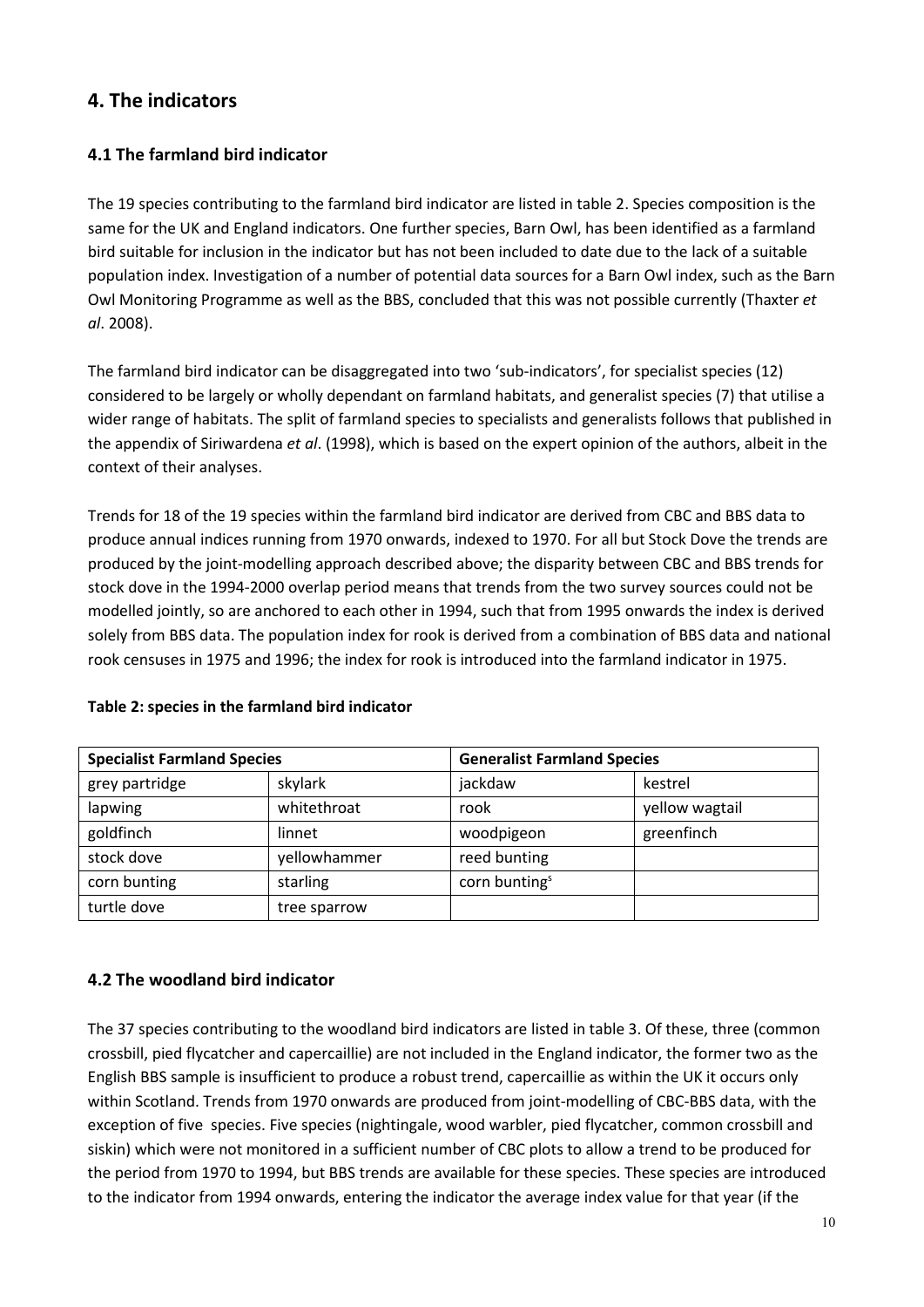## 4. The indicators

### 4.1 The farmland bird indicator

The 19 species contributing to the farmland bird indicator are listed in table 2. Species composition is the same for the UK and England indicators. One further species, Barn Owl, has been identified as a farmland bird suitable for inclusion in the indicator but has not been included to date due to the lack of a suitable population index. Investigation of a number of potential data sources for a Barn Owl index, such as the Barn Owl Monitoring Programme as well as the BBS, concluded that this was not possible currently (Thaxter *et al*. 2008).

The farmland bird indicator can be disaggregated into two 'sub-indicators', for specialist species (12) considered to be largely or wholly dependant on farmland habitats, and generalist species (7) that utilise a wider range of habitats. The split of farmland species to specialists and generalists follows that published in the appendix of Siriwardena *et al*. (1998), which is based on the expert opinion of the authors, albeit in the context of their analyses.

Trends for 18 of the 19 species within the farmland bird indicator are derived from CBC and BBS data to produce annual indices running from 1970 onwards, indexed to 1970. For all but Stock Dove the trends are produced by the joint-modelling approach described above; the disparity between CBC and BBS trends for stock dove in the 1994-2000 overlap period means that trends from the two survey sources could not be modelled jointly, so are anchored to each other in 1994, such that from 1995 onwards the index is derived solely from BBS data. The population index for rook is derived from a combination of BBS data and national rook censuses in 1975 and 1996; the index for rook is introduced into the farmland indicator in 1975.

**Table 2: species in the farmland bird indicator**

| Specialist Farmland Species | | Generalist Farmland Species | |
|---|---|---|---|
| grey partridge | skylark | jackdaw | kestrel |
| lapwing | whitethroat | rook | yellow wagtail |
| goldfinch | linnet | woodpigeon | greenfinch |
| stock dove | yellowhammer | reed bunting | |
| corn bunting | starling | corn bunting[s] | |
| turtle dove | tree sparrow | | |

### 4.2 The woodland bird indicator

The 37 species contributing to the woodland bird indicators are listed in table 3. Of these, three (common crossbill, pied flycatcher and capercaillie) are not included in the England indicator, the former two as the English BBS sample is insufficient to produce a robust trend, capercaillie as within the UK it occurs only within Scotland. Trends from 1970 onwards are produced from joint-modelling of CBC-BBS data, with the exception of five species. Five species (nightingale, wood warbler, pied flycatcher, common crossbill and siskin) which were not monitored in a sufficient number of CBC plots to allow a trend to be produced for the period from 1970 to 1994, but BBS trends are available for these species. These species are introduced to the indicator from 1994 onwards, entering the indicator the average index value for that year (if the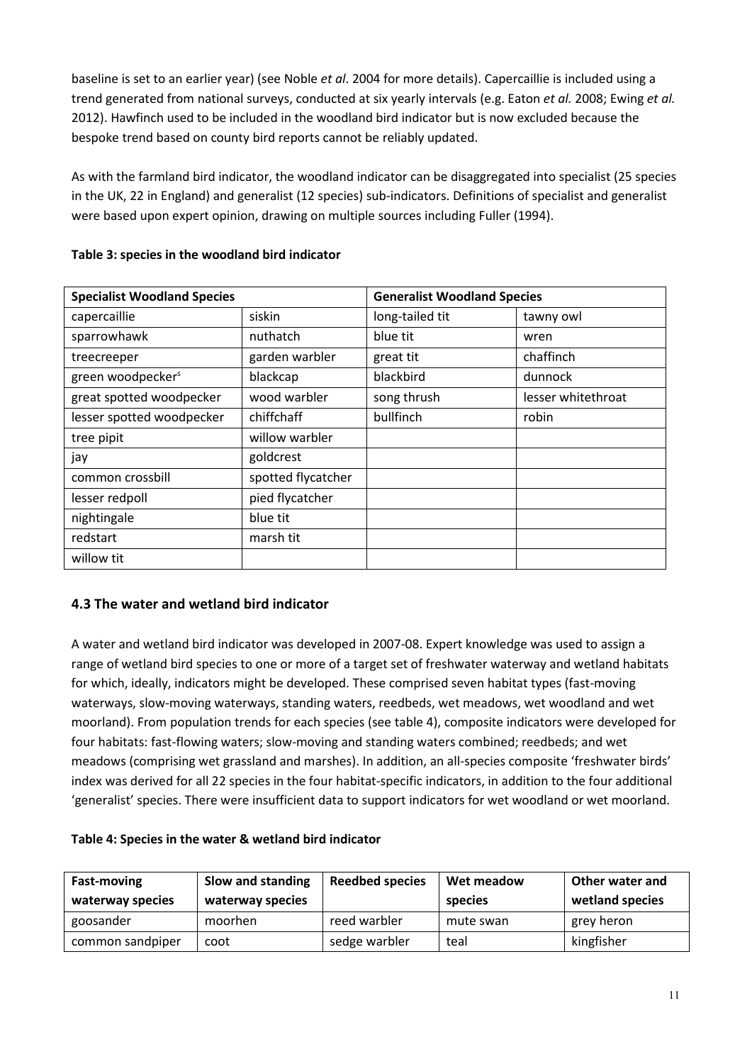baseline is set to an earlier year) (see Noble *et al*. 2004 for more details). Capercaillie is included using a trend generated from national surveys, conducted at six yearly intervals (e.g. Eaton *et al.* 2008; Ewing *et al.* 2012). Hawfinch used to be included in the woodland bird indicator but is now excluded because the bespoke trend based on county bird reports cannot be reliably updated.

As with the farmland bird indicator, the woodland indicator can be disaggregated into specialist (25 species in the UK, 22 in England) and generalist (12 species) sub-indicators. Definitions of specialist and generalist were based upon expert opinion, drawing on multiple sources including Fuller (1994).

**Table 3: species in the woodland bird indicator**

| Specialist Woodland Species | | Generalist Woodland Species | |
|---|---|---|---|
| capercaillie | siskin | long-tailed tit | tawny owl |
| sparrowhawk | nuthatch | blue tit | wren |
| treecreeper | garden warbler | great tit | chaffinch |
| green woodpecker[s] | blackcap | blackbird | dunnock |
| great spotted woodpecker | wood warbler | song thrush | lesser whitethroat |
| lesser spotted woodpecker | chiffchaff | bullfinch | robin |
| tree pipit | willow warbler | | |
| jay | goldcrest | | |
| common crossbill | spotted flycatcher | | |
| lesser redpoll | pied flycatcher | | |
| nightingale | blue tit | | |
| redstart | marsh tit | | |
| willow tit | | | |

## 4.3 The water and wetland bird indicator

A water and wetland bird indicator was developed in 2007-08. Expert knowledge was used to assign a range of wetland bird species to one or more of a target set of freshwater waterway and wetland habitats for which, ideally, indicators might be developed. These comprised seven habitat types (fast-moving waterways, slow-moving waterways, standing waters, reedbeds, wet meadows, wet woodland and wet moorland). From population trends for each species (see table 4), composite indicators were developed for four habitats: fast-flowing waters; slow-moving and standing waters combined; reedbeds; and wet meadows (comprising wet grassland and marshes). In addition, an all-species composite 'freshwater birds' index was derived for all 22 species in the four habitat-specific indicators, in addition to the four additional 'generalist' species. There were insufficient data to support indicators for wet woodland or wet moorland.

**Table 4: Species in the water & wetland bird indicator**

| Fast-moving waterway species | Slow and standing waterway species | Reedbed species | Wet meadow species | Other water and wetland species |
|---|---|---|---|---|
| goosander | moorhen | reed warbler | mute swan | grey heron |
| common sandpiper | coot | sedge warbler | teal | kingfisher |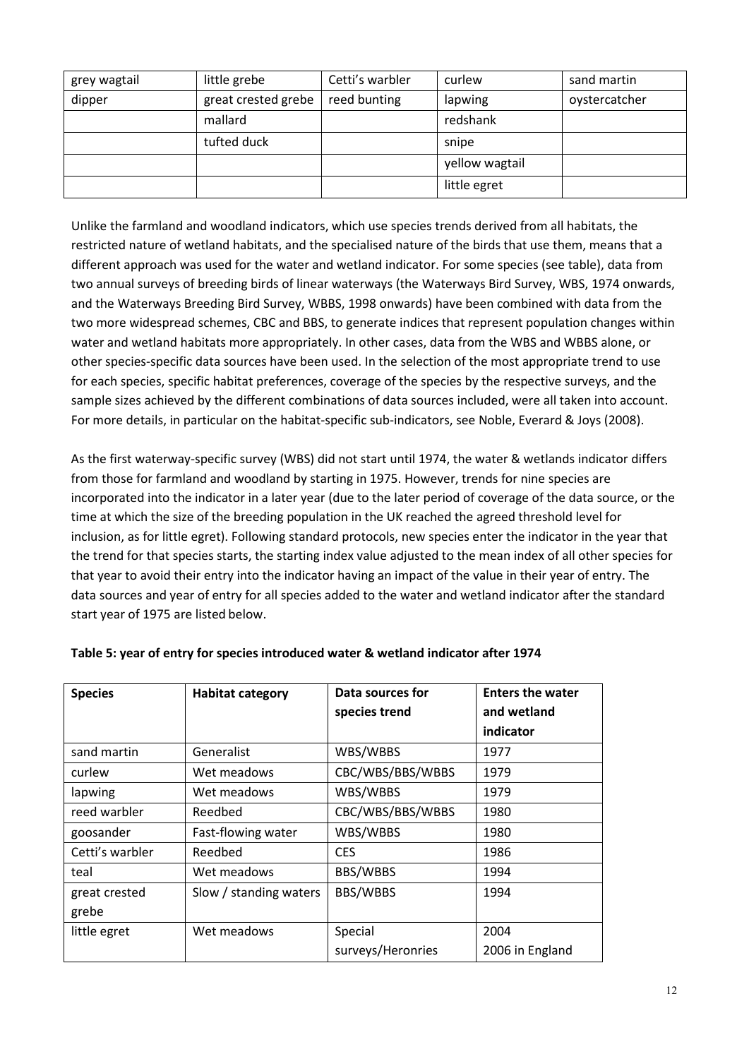| grey wagtail | little grebe | Cetti's warbler | curlew | sand martin |
|---|---|---|---|---|
| dipper | great crested grebe | reed bunting | lapwing | oystercatcher |
| | mallard | | redshank | |
| | tufted duck | | snipe | |
| | | | yellow wagtail | |
| | | | little egret | |

Unlike the farmland and woodland indicators, which use species trends derived from all habitats, the restricted nature of wetland habitats, and the specialised nature of the birds that use them, means that a different approach was used for the water and wetland indicator. For some species (see table), data from two annual surveys of breeding birds of linear waterways (the Waterways Bird Survey, WBS, 1974 onwards, and the Waterways Breeding Bird Survey, WBBS, 1998 onwards) have been combined with data from the two more widespread schemes, CBC and BBS, to generate indices that represent population changes within water and wetland habitats more appropriately. In other cases, data from the WBS and WBBS alone, or other species-specific data sources have been used. In the selection of the most appropriate trend to use for each species, specific habitat preferences, coverage of the species by the respective surveys, and the sample sizes achieved by the different combinations of data sources included, were all taken into account. For more details, in particular on the habitat-specific sub-indicators, see Noble, Everard & Joys (2008).

As the first waterway-specific survey (WBS) did not start until 1974, the water & wetlands indicator differs from those for farmland and woodland by starting in 1975. However, trends for nine species are incorporated into the indicator in a later year (due to the later period of coverage of the data source, or the time at which the size of the breeding population in the UK reached the agreed threshold level for inclusion, as for little egret). Following standard protocols, new species enter the indicator in the year that the trend for that species starts, the starting index value adjusted to the mean index of all other species for that year to avoid their entry into the indicator having an impact of the value in their year of entry. The data sources and year of entry for all species added to the water and wetland indicator after the standard start year of 1975 are listed below.

**Table 5: year of entry for species introduced water & wetland indicator after 1974**

| Species | Habitat category | Data sources for species trend | Enters the water and wetland indicator |
|---|---|---|---|
| sand martin | Generalist | WBS/WBBS | 1977 |
| curlew | Wet meadows | CBC/WBS/BBS/WBBS | 1979 |
| lapwing | Wet meadows | WBS/WBBS | 1979 |
| reed warbler | Reedbed | CBC/WBS/BBS/WBBS | 1980 |
| goosander | Fast-flowing water | WBS/WBBS | 1980 |
| Cetti's warbler | Reedbed | CES | 1986 |
| teal | Wet meadows | BBS/WBBS | 1994 |
| great crested grebe | Slow / standing waters | BBS/WBBS | 1994 |
| little egret | Wet meadows | Special surveys/Heronries | 2004<br>2006 in England |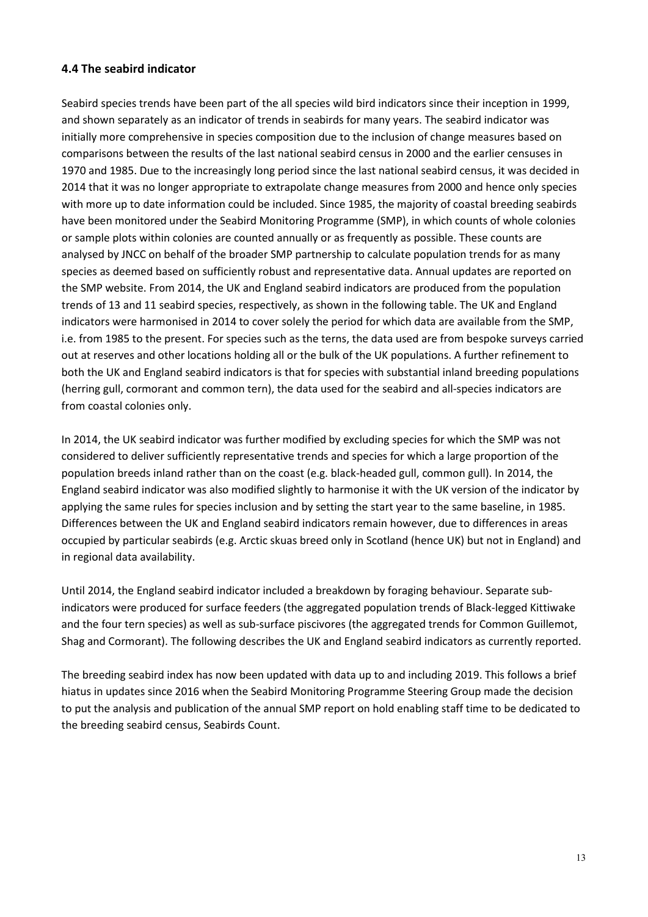### 4.4 The seabird indicator

Seabird species trends have been part of the all species wild bird indicators since their inception in 1999, and shown separately as an indicator of trends in seabirds for many years. The seabird indicator was initially more comprehensive in species composition due to the inclusion of change measures based on comparisons between the results of the last national seabird census in 2000 and the earlier censuses in 1970 and 1985. Due to the increasingly long period since the last national seabird census, it was decided in 2014 that it was no longer appropriate to extrapolate change measures from 2000 and hence only species with more up to date information could be included. Since 1985, the majority of coastal breeding seabirds have been monitored under the Seabird Monitoring Programme (SMP), in which counts of whole colonies or sample plots within colonies are counted annually or as frequently as possible. These counts are analysed by JNCC on behalf of the broader SMP partnership to calculate population trends for as many species as deemed based on sufficiently robust and representative data. Annual updates are reported on the SMP website. From 2014, the UK and England seabird indicators are produced from the population trends of 13 and 11 seabird species, respectively, as shown in the following table. The UK and England indicators were harmonised in 2014 to cover solely the period for which data are available from the SMP, i.e. from 1985 to the present. For species such as the terns, the data used are from bespoke surveys carried out at reserves and other locations holding all or the bulk of the UK populations. A further refinement to both the UK and England seabird indicators is that for species with substantial inland breeding populations (herring gull, cormorant and common tern), the data used for the seabird and all-species indicators are from coastal colonies only.

In 2014, the UK seabird indicator was further modified by excluding species for which the SMP was not considered to deliver sufficiently representative trends and species for which a large proportion of the population breeds inland rather than on the coast (e.g. black-headed gull, common gull). In 2014, the England seabird indicator was also modified slightly to harmonise it with the UK version of the indicator by applying the same rules for species inclusion and by setting the start year to the same baseline, in 1985. Differences between the UK and England seabird indicators remain however, due to differences in areas occupied by particular seabirds (e.g. Arctic skuas breed only in Scotland (hence UK) but not in England) and in regional data availability.

Until 2014, the England seabird indicator included a breakdown by foraging behaviour. Separate sub-indicators were produced for surface feeders (the aggregated population trends of Black-legged Kittiwake and the four tern species) as well as sub-surface piscivores (the aggregated trends for Common Guillemot, Shag and Cormorant). The following describes the UK and England seabird indicators as currently reported.

The breeding seabird index has now been updated with data up to and including 2019. This follows a brief hiatus in updates since 2016 when the Seabird Monitoring Programme Steering Group made the decision to put the analysis and publication of the annual SMP report on hold enabling staff time to be dedicated to the breeding seabird census, Seabirds Count.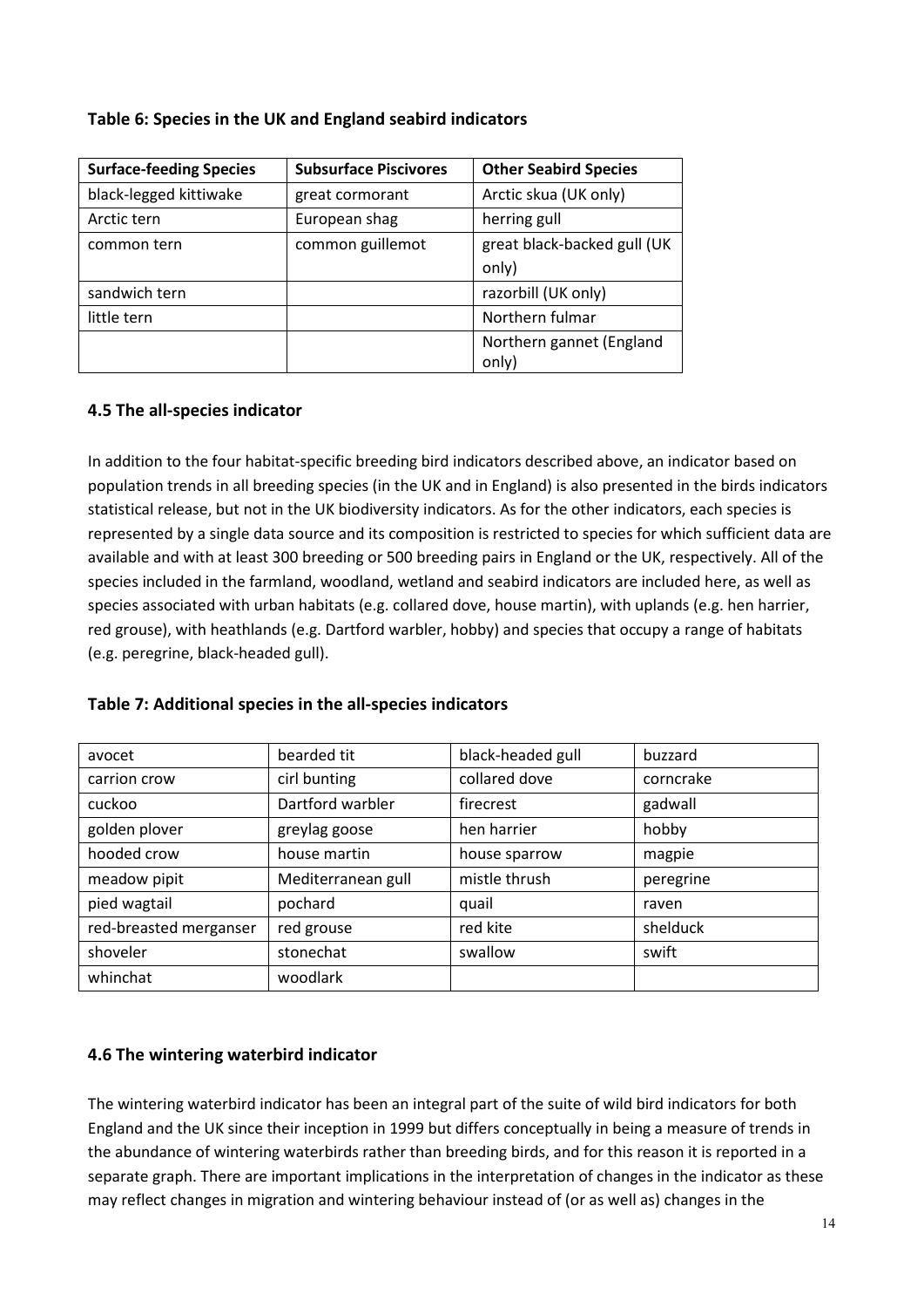**Table 6: Species in the UK and England seabird indicators**

| Surface-feeding Species | Subsurface Piscivores | Other Seabird Species |
|---|---|---|
| black-legged kittiwake | great cormorant | Arctic skua (UK only) |
| Arctic tern | European shag | herring gull |
| common tern | common guillemot | great black-backed gull (UK only) |
| sandwich tern | | razorbill (UK only) |
| little tern | | Northern fulmar |
| | | Northern gannet (England only) |

### 4.5 The all-species indicator

In addition to the four habitat-specific breeding bird indicators described above, an indicator based on population trends in all breeding species (in the UK and in England) is also presented in the birds indicators statistical release, but not in the UK biodiversity indicators. As for the other indicators, each species is represented by a single data source and its composition is restricted to species for which sufficient data are available and with at least 300 breeding or 500 breeding pairs in England or the UK, respectively. All of the species included in the farmland, woodland, wetland and seabird indicators are included here, as well as species associated with urban habitats (e.g. collared dove, house martin), with uplands (e.g. hen harrier, red grouse), with heathlands (e.g. Dartford warbler, hobby) and species that occupy a range of habitats (e.g. peregrine, black-headed gull).

**Table 7: Additional species in the all-species indicators**

| | | | |
|---|---|---|---|
| avocet | bearded tit | black-headed gull | buzzard |
| carrion crow | cirl bunting | collared dove | corncrake |
| cuckoo | Dartford warbler | firecrest | gadwall |
| golden plover | greylag goose | hen harrier | hobby |
| hooded crow | house martin | house sparrow | magpie |
| meadow pipit | Mediterranean gull | mistle thrush | peregrine |
| pied wagtail | pochard | quail | raven |
| red-breasted merganser | red grouse | red kite | shelduck |
| shoveler | stonechat | swallow | swift |
| whinchat | woodlark | | |

### 4.6 The wintering waterbird indicator

The wintering waterbird indicator has been an integral part of the suite of wild bird indicators for both England and the UK since their inception in 1999 but differs conceptually in being a measure of trends in the abundance of wintering waterbirds rather than breeding birds, and for this reason it is reported in a separate graph. There are important implications in the interpretation of changes in the indicator as these may reflect changes in migration and wintering behaviour instead of (or as well as) changes in the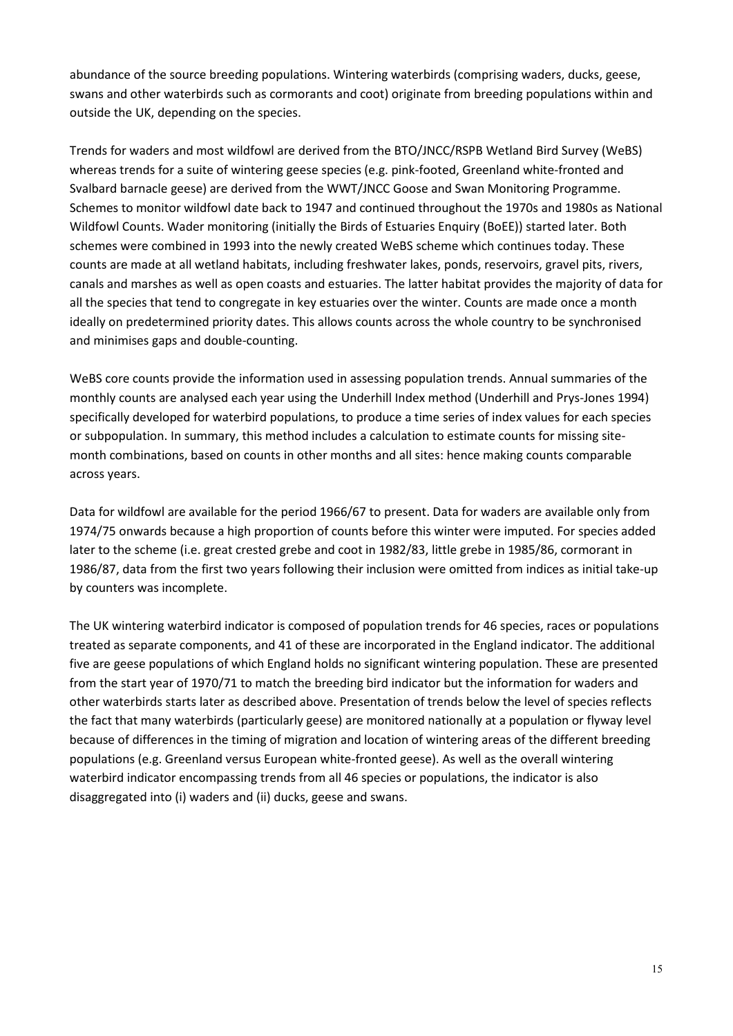abundance of the source breeding populations. Wintering waterbirds (comprising waders, ducks, geese, swans and other waterbirds such as cormorants and coot) originate from breeding populations within and outside the UK, depending on the species.

Trends for waders and most wildfowl are derived from the BTO/JNCC/RSPB Wetland Bird Survey (WeBS) whereas trends for a suite of wintering geese species (e.g. pink-footed, Greenland white-fronted and Svalbard barnacle geese) are derived from the WWT/JNCC Goose and Swan Monitoring Programme. Schemes to monitor wildfowl date back to 1947 and continued throughout the 1970s and 1980s as National Wildfowl Counts. Wader monitoring (initially the Birds of Estuaries Enquiry (BoEE)) started later. Both schemes were combined in 1993 into the newly created WeBS scheme which continues today. These counts are made at all wetland habitats, including freshwater lakes, ponds, reservoirs, gravel pits, rivers, canals and marshes as well as open coasts and estuaries. The latter habitat provides the majority of data for all the species that tend to congregate in key estuaries over the winter. Counts are made once a month ideally on predetermined priority dates. This allows counts across the whole country to be synchronised and minimises gaps and double-counting.

WeBS core counts provide the information used in assessing population trends. Annual summaries of the monthly counts are analysed each year using the Underhill Index method (Underhill and Prys-Jones 1994) specifically developed for waterbird populations, to produce a time series of index values for each species or subpopulation. In summary, this method includes a calculation to estimate counts for missing site-month combinations, based on counts in other months and all sites: hence making counts comparable across years.

Data for wildfowl are available for the period 1966/67 to present. Data for waders are available only from 1974/75 onwards because a high proportion of counts before this winter were imputed. For species added later to the scheme (i.e. great crested grebe and coot in 1982/83, little grebe in 1985/86, cormorant in 1986/87, data from the first two years following their inclusion were omitted from indices as initial take-up by counters was incomplete.

The UK wintering waterbird indicator is composed of population trends for 46 species, races or populations treated as separate components, and 41 of these are incorporated in the England indicator. The additional five are geese populations of which England holds no significant wintering population. These are presented from the start year of 1970/71 to match the breeding bird indicator but the information for waders and other waterbirds starts later as described above. Presentation of trends below the level of species reflects the fact that many waterbirds (particularly geese) are monitored nationally at a population or flyway level because of differences in the timing of migration and location of wintering areas of the different breeding populations (e.g. Greenland versus European white-fronted geese). As well as the overall wintering waterbird indicator encompassing trends from all 46 species or populations, the indicator is also disaggregated into (i) waders and (ii) ducks, geese and swans.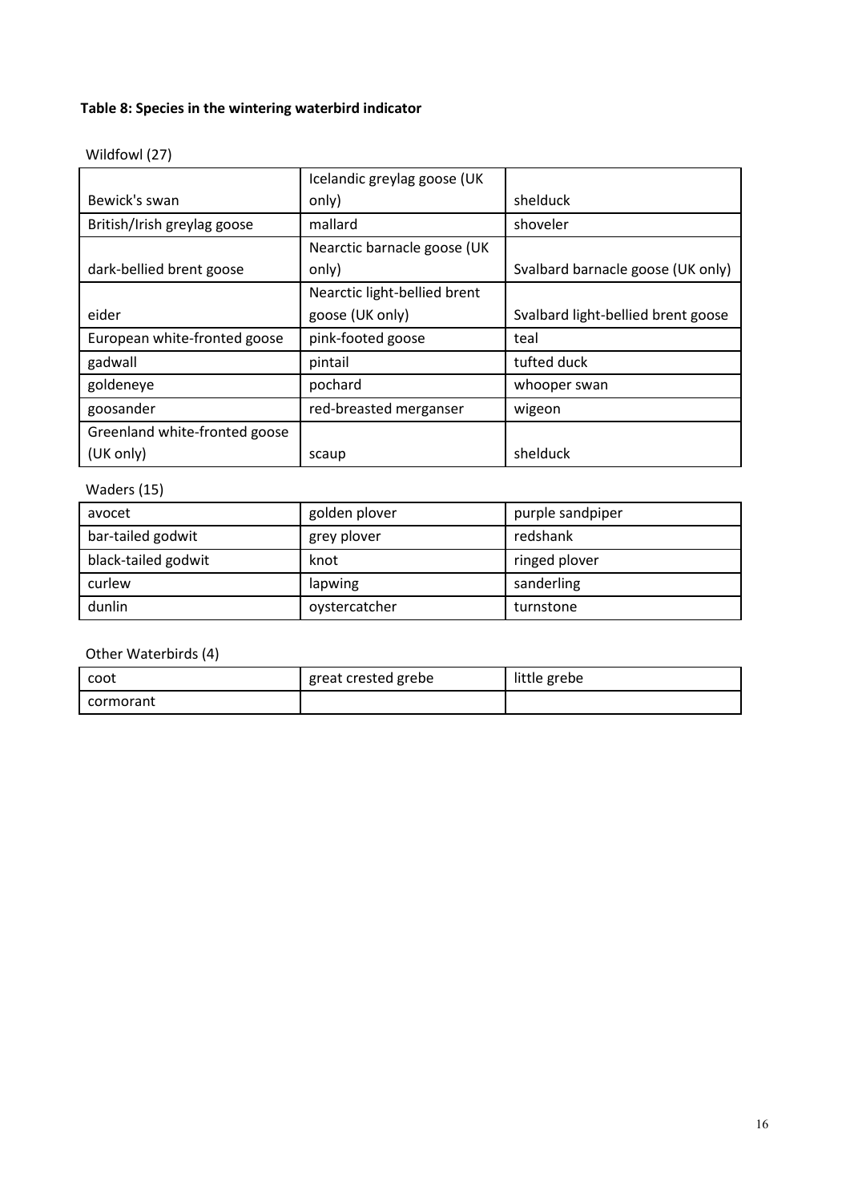**Table 8: Species in the wintering waterbird indicator**

Wildfowl (27)

| | | |
|---|---|---|
| Bewick's swan | Icelandic greylag goose (UK only) | shelduck |
| British/Irish greylag goose | mallard | shoveler |
| dark-bellied brent goose | Nearctic barnacle goose (UK only) | Svalbard barnacle goose (UK only) |
| eider | Nearctic light-bellied brent goose (UK only) | Svalbard light-bellied brent goose |
| European white-fronted goose | pink-footed goose | teal |
| gadwall | pintail | tufted duck |
| goldeneye | pochard | whooper swan |
| goosander | red-breasted merganser | wigeon |
| Greenland white-fronted goose (UK only) | scaup | shelduck |

Waders (15)

| | | |
|---|---|---|
| avocet | golden plover | purple sandpiper |
| bar-tailed godwit | grey plover | redshank |
| black-tailed godwit | knot | ringed plover |
| curlew | lapwing | sanderling |
| dunlin | oystercatcher | turnstone |

Other Waterbirds (4)

| | | |
|---|---|---|
| coot | great crested grebe | little grebe |
| cormorant | | |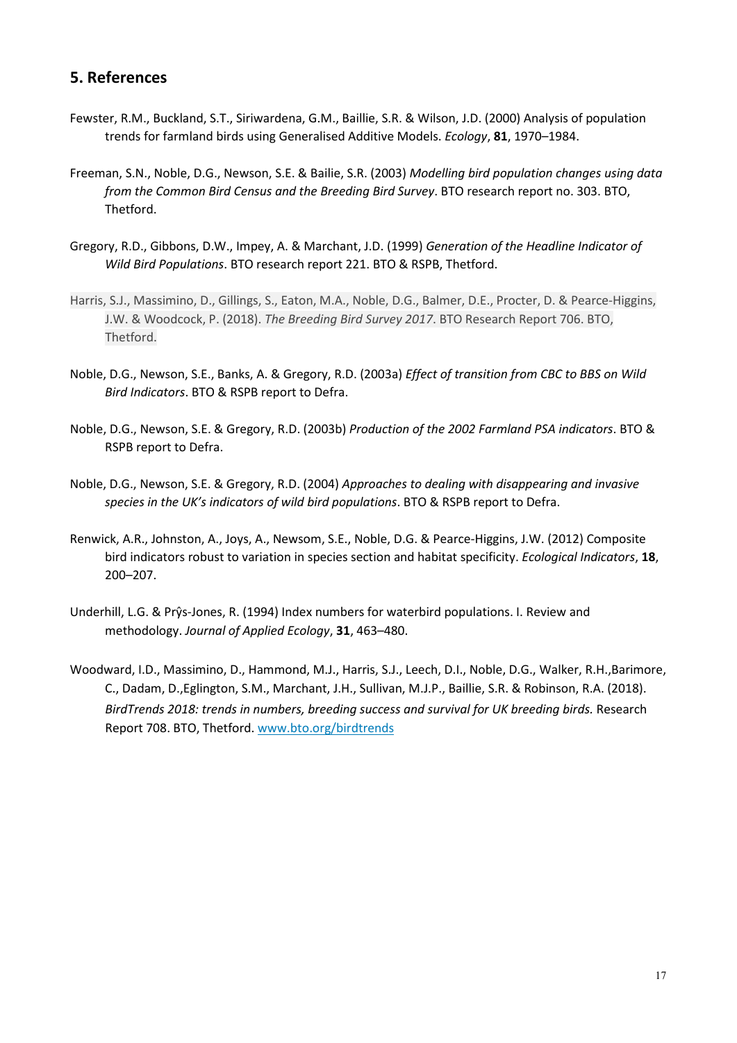## 5. References

Fewster, R.M., Buckland, S.T., Siriwardena, G.M., Baillie, S.R. & Wilson, J.D. (2000) Analysis of population trends for farmland birds using Generalised Additive Models. *Ecology*, **81**, 1970–1984.

Freeman, S.N., Noble, D.G., Newson, S.E. & Bailie, S.R. (2003) *Modelling bird population changes using data from the Common Bird Census and the Breeding Bird Survey*. BTO research report no. 303. BTO, Thetford.

Gregory, R.D., Gibbons, D.W., Impey, A. & Marchant, J.D. (1999) *Generation of the Headline Indicator of Wild Bird Populations*. BTO research report 221. BTO & RSPB, Thetford.

Harris, S.J., Massimino, D., Gillings, S., Eaton, M.A., Noble, D.G., Balmer, D.E., Procter, D. & Pearce-Higgins, J.W. & Woodcock, P. (2018). *The Breeding Bird Survey 2017*. BTO Research Report 706. BTO, Thetford.

Noble, D.G., Newson, S.E., Banks, A. & Gregory, R.D. (2003a) *Effect of transition from CBC to BBS on Wild Bird Indicators*. BTO & RSPB report to Defra.

Noble, D.G., Newson, S.E. & Gregory, R.D. (2003b) *Production of the 2002 Farmland PSA indicators*. BTO & RSPB report to Defra.

Noble, D.G., Newson, S.E. & Gregory, R.D. (2004) *Approaches to dealing with disappearing and invasive species in the UK's indicators of wild bird populations*. BTO & RSPB report to Defra.

Renwick, A.R., Johnston, A., Joys, A., Newsom, S.E., Noble, D.G. & Pearce-Higgins, J.W. (2012) Composite bird indicators robust to variation in species section and habitat specificity. *Ecological Indicators*, **18**, 200–207.

Underhill, L.G. & Prŷs-Jones, R. (1994) Index numbers for waterbird populations. I. Review and methodology. *Journal of Applied Ecology*, **31**, 463–480.

Woodward, I.D., Massimino, D., Hammond, M.J., Harris, S.J., Leech, D.I., Noble, D.G., Walker, R.H.,Barimore, C., Dadam, D.,Eglington, S.M., Marchant, J.H., Sullivan, M.J.P., Baillie, S.R. & Robinson, R.A. (2018). *BirdTrends 2018: trends in numbers, breeding success and survival for UK breeding birds.* Research Report 708. BTO, Thetford. www.bto.org/birdtrends